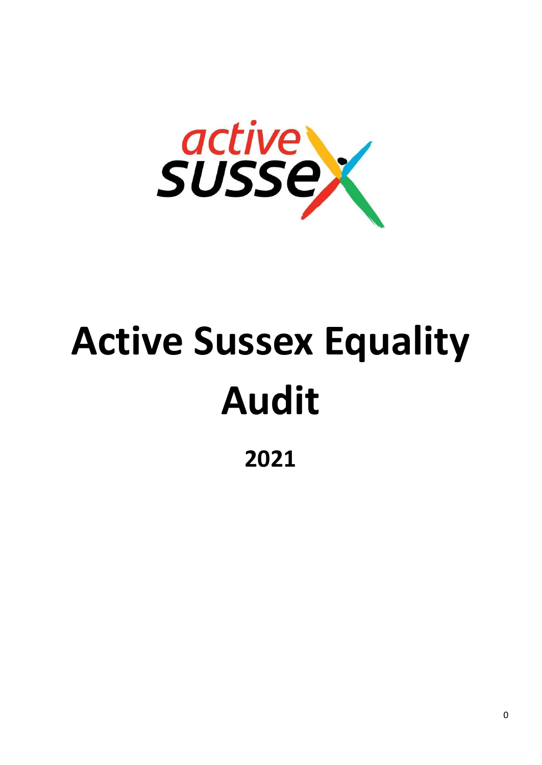# Active Sussex Equality Audit

**2021**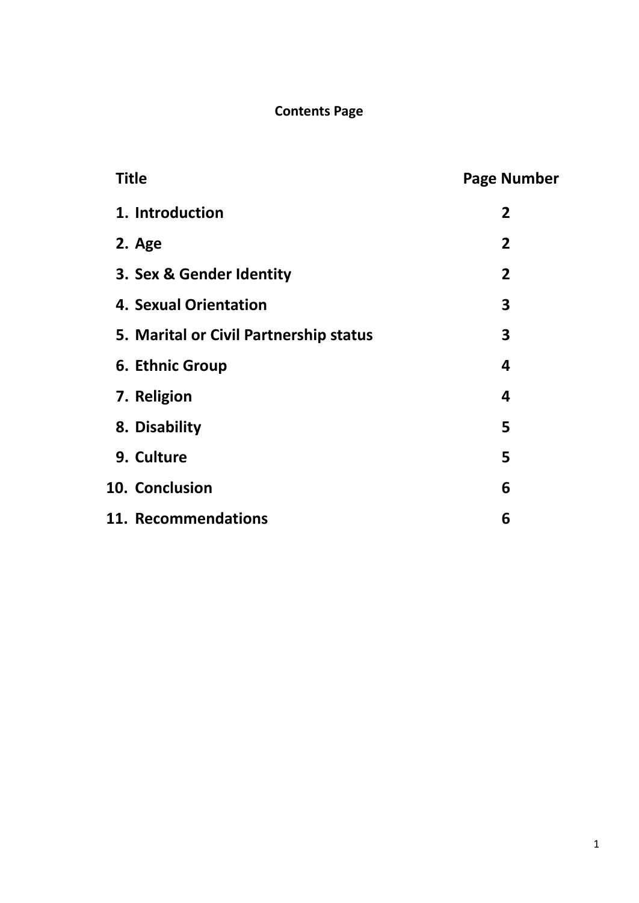**Contents Page**

| Title | Page Number |
|---|---|
| 1. Introduction | 2 |
| 2. Age | 2 |
| 3. Sex & Gender Identity | 2 |
| 4. Sexual Orientation | 3 |
| 5. Marital or Civil Partnership status | 3 |
| 6. Ethnic Group | 4 |
| 7. Religion | 4 |
| 8. Disability | 5 |
| 9. Culture | 5 |
| 10. Conclusion | 6 |
| 11. Recommendations | 6 |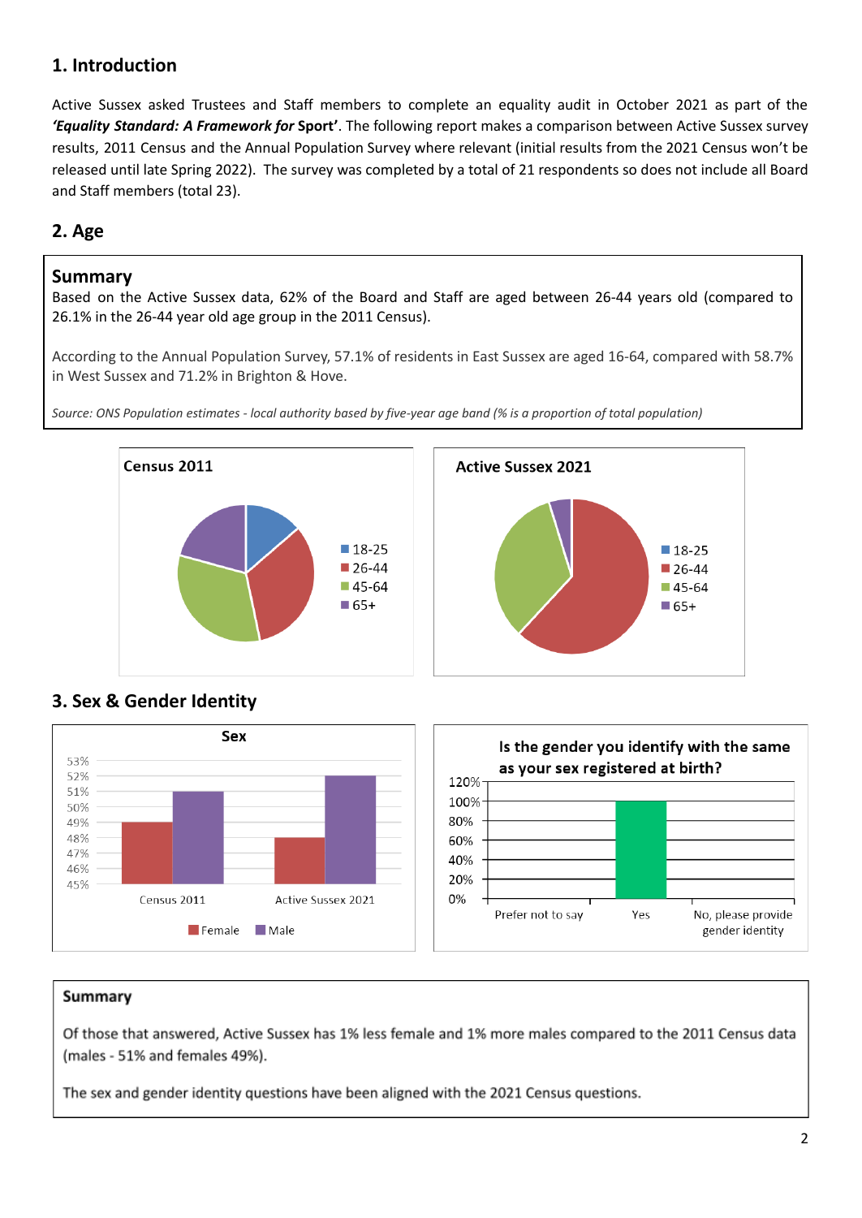## 1. Introduction

Active Sussex asked Trustees and Staff members to complete an equality audit in October 2021 as part of the ***'Equality Standard: A Framework for*** **Sport'**. The following report makes a comparison between Active Sussex survey results, 2011 Census and the Annual Population Survey where relevant (initial results from the 2021 Census won't be released until late Spring 2022). The survey was completed by a total of 21 respondents so does not include all Board and Staff members (total 23).

## 2. Age

**Summary**

Based on the Active Sussex data, 62% of the Board and Staff are aged between 26-44 years old (compared to 26.1% in the 26-44 year old age group in the 2011 Census).

According to the Annual Population Survey, 57.1% of residents in East Sussex are aged 16-64, compared with 58.7% in West Sussex and 71.2% in Brighton & Hove.

*Source: ONS Population estimates - local authority based by five-year age band (% is a proportion of total population)*

**Census 2011**

Legend: 18-25, 26-44, 45-64, 65+

**Active Sussex 2021**

Legend: 18-25, 26-44, 45-64, 65+

## 3. Sex & Gender Identity

**Sex**

| | Female | Male |
|---|---|---|
| Census 2011 | 49% | 51% |
| Active Sussex 2021 | 48% | 52% |

**Is the gender you identify with the same as your sex registered at birth?**

| Prefer not to say | Yes | No, please provide gender identity |
|---|---|---|
| 0% | 100% | 0% |

**Summary**

Of those that answered, Active Sussex has 1% less female and 1% more males compared to the 2011 Census data (males - 51% and females 49%).

The sex and gender identity questions have been aligned with the 2021 Census questions.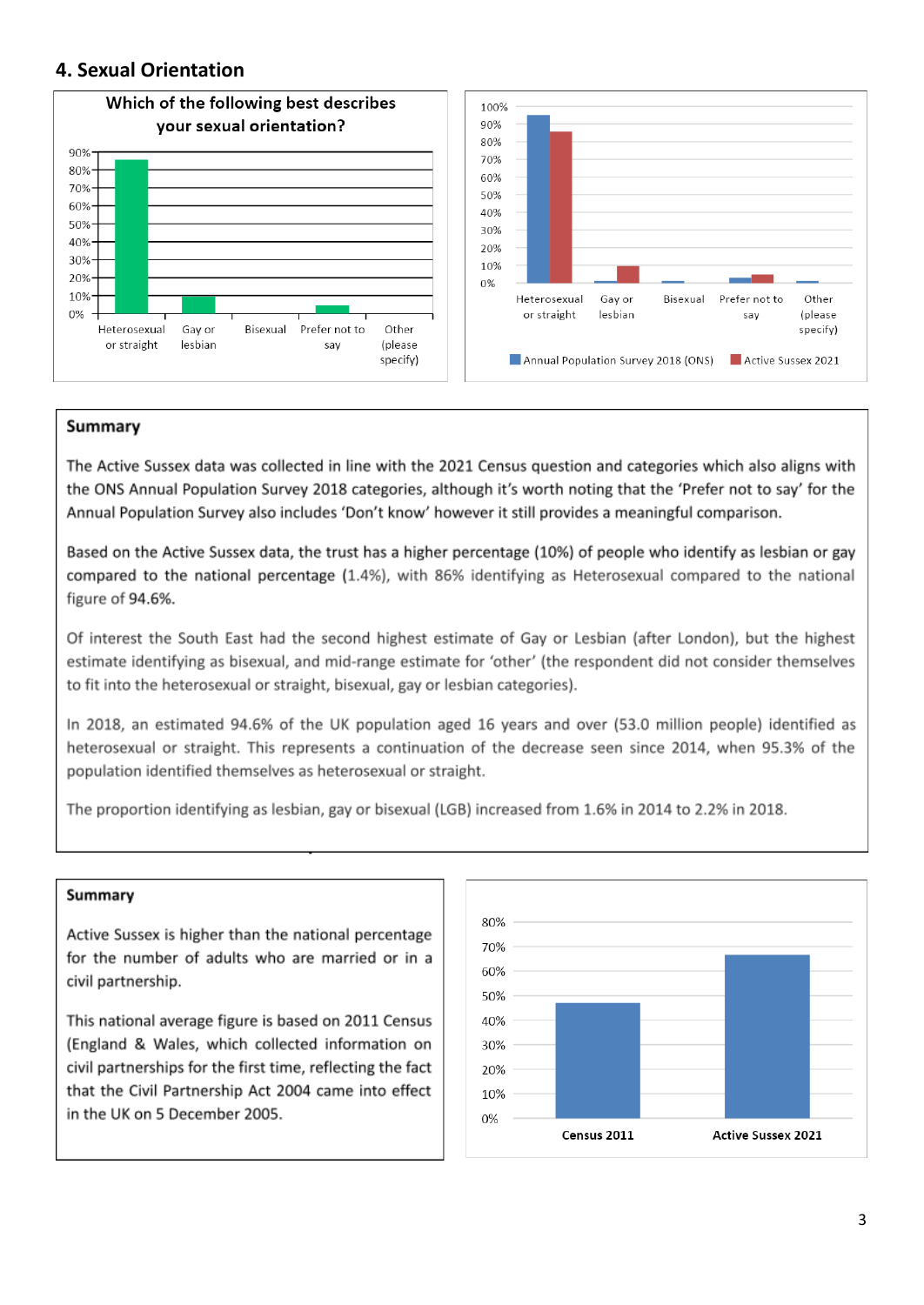## 4. Sexual Orientation

Which of the following best describes your sexual orientation?

Heterosexual or straight | Gay or lesbian | Bisexual | Prefer not to say | Other (please specify)

Annual Population Survey 2018 (ONS) | Active Sussex 2021

**Summary**

The Active Sussex data was collected in line with the 2021 Census question and categories which also aligns with the ONS Annual Population Survey 2018 categories, although it's worth noting that the 'Prefer not to say' for the Annual Population Survey also includes 'Don't know' however it still provides a meaningful comparison.

Based on the Active Sussex data, the trust has a higher percentage (10%) of people who identify as lesbian or gay compared to the national percentage (1.4%), with 86% identifying as Heterosexual compared to the national figure of 94.6%.

Of interest the South East had the second highest estimate of Gay or Lesbian (after London), but the highest estimate identifying as bisexual, and mid-range estimate for 'other' (the respondent did not consider themselves to fit into the heterosexual or straight, bisexual, gay or lesbian categories).

In 2018, an estimated 94.6% of the UK population aged 16 years and over (53.0 million people) identified as heterosexual or straight. This represents a continuation of the decrease seen since 2014, when 95.3% of the population identified themselves as heterosexual or straight.

The proportion identifying as lesbian, gay or bisexual (LGB) increased from 1.6% in 2014 to 2.2% in 2018.

**Summary**

Active Sussex is higher than the national percentage for the number of adults who are married or in a civil partnership.

This national average figure is based on 2011 Census (England & Wales, which collected information on civil partnerships for the first time, reflecting the fact that the Civil Partnership Act 2004 came into effect in the UK on 5 December 2005.

Census 2011 | Active Sussex 2021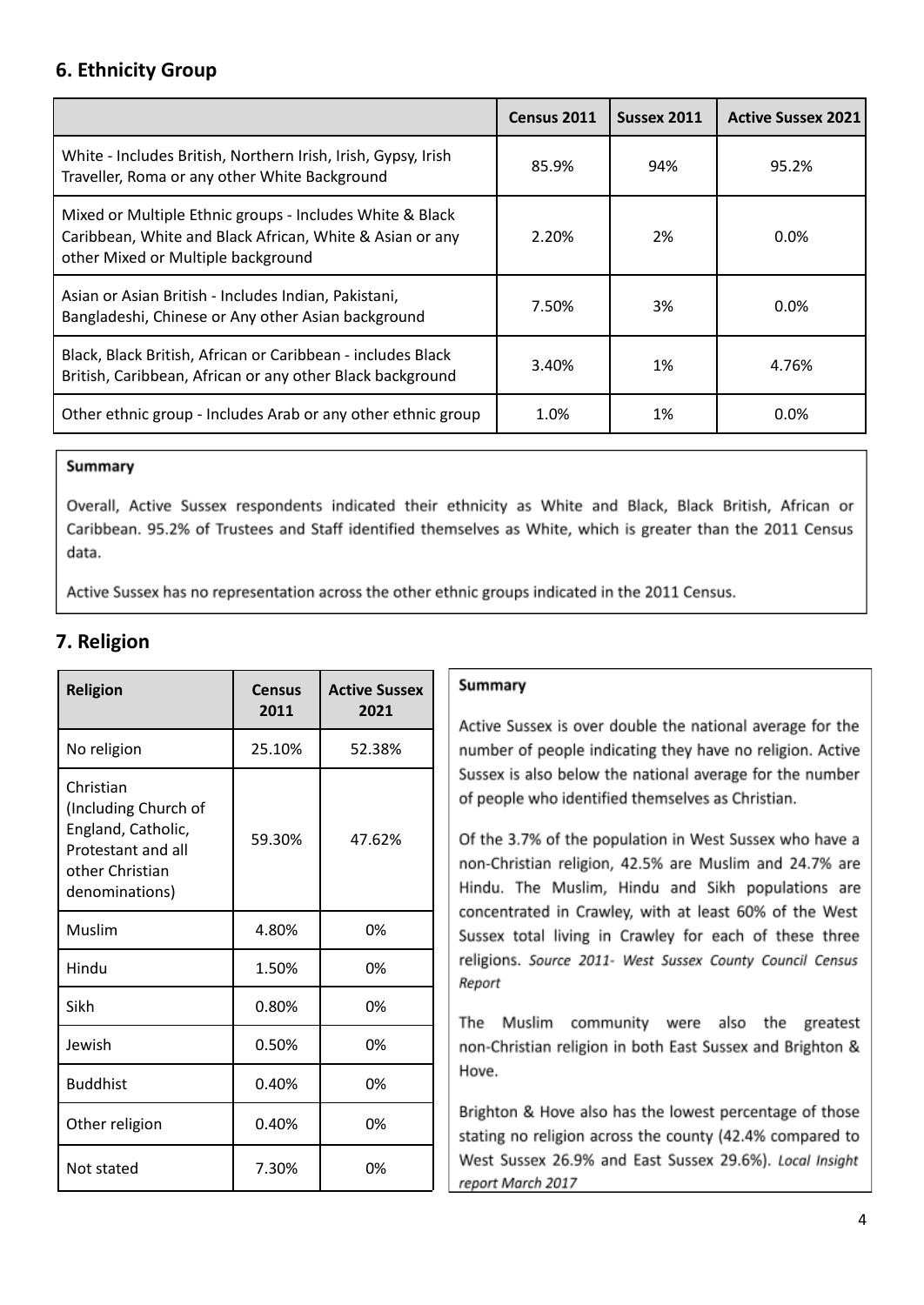## 6. Ethnicity Group

| | Census 2011 | Sussex 2011 | Active Sussex 2021 |
|---|---|---|---|
| White - Includes British, Northern Irish, Irish, Gypsy, Irish Traveller, Roma or any other White Background | 85.9% | 94% | 95.2% |
| Mixed or Multiple Ethnic groups - Includes White & Black Caribbean, White and Black African, White & Asian or any other Mixed or Multiple background | 2.20% | 2% | 0.0% |
| Asian or Asian British - Includes Indian, Pakistani, Bangladeshi, Chinese or Any other Asian background | 7.50% | 3% | 0.0% |
| Black, Black British, African or Caribbean - includes Black British, Caribbean, African or any other Black background | 3.40% | 1% | 4.76% |
| Other ethnic group - Includes Arab or any other ethnic group | 1.0% | 1% | 0.0% |

**Summary**

Overall, Active Sussex respondents indicated their ethnicity as White and Black, Black British, African or Caribbean. 95.2% of Trustees and Staff identified themselves as White, which is greater than the 2011 Census data.

Active Sussex has no representation across the other ethnic groups indicated in the 2011 Census.

## 7. Religion

| Religion | Census 2011 | Active Sussex 2021 |
|---|---|---|
| No religion | 25.10% | 52.38% |
| Christian (Including Church of England, Catholic, Protestant and all other Christian denominations) | 59.30% | 47.62% |
| Muslim | 4.80% | 0% |
| Hindu | 1.50% | 0% |
| Sikh | 0.80% | 0% |
| Jewish | 0.50% | 0% |
| Buddhist | 0.40% | 0% |
| Other religion | 0.40% | 0% |
| Not stated | 7.30% | 0% |

**Summary**

Active Sussex is over double the national average for the number of people indicating they have no religion. Active Sussex is also below the national average for the number of people who identified themselves as Christian.

Of the 3.7% of the population in West Sussex who have a non-Christian religion, 42.5% are Muslim and 24.7% are Hindu. The Muslim, Hindu and Sikh populations are concentrated in Crawley, with at least 60% of the West Sussex total living in Crawley for each of these three religions. *Source 2011- West Sussex County Council Census Report*

The Muslim community were also the greatest non-Christian religion in both East Sussex and Brighton & Hove.

Brighton & Hove also has the lowest percentage of those stating no religion across the county (42.4% compared to West Sussex 26.9% and East Sussex 29.6%). *Local Insight report March 2017*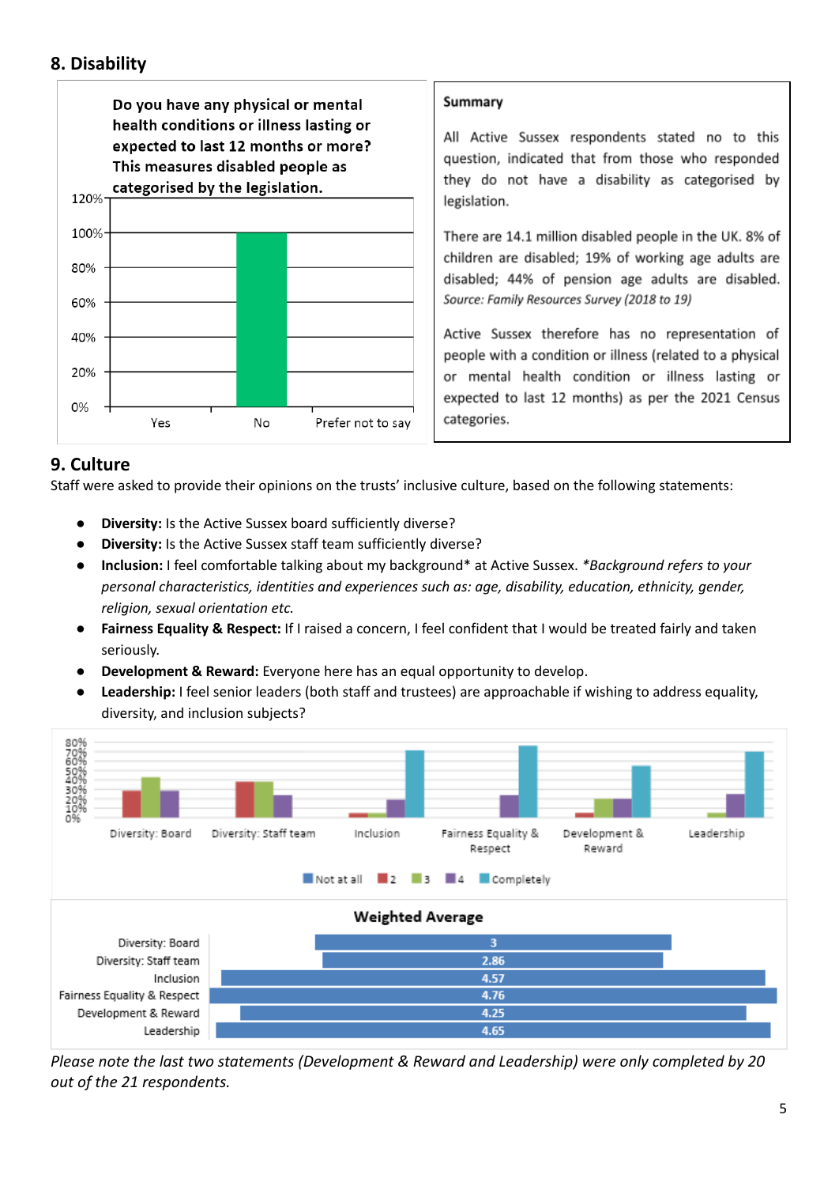## 8. Disability

**Do you have any physical or mental health conditions or illness lasting or expected to last 12 months or more? This measures disabled people as categorised by the legislation.**

| Response | Percentage |
|---|---|
| Yes | 0% |
| No | 100% |
| Prefer not to say | 0% |

**Summary**

All Active Sussex respondents stated no to this question, indicated that from those who responded they do not have a disability as categorised by legislation.

There are 14.1 million disabled people in the UK. 8% of children are disabled; 19% of working age adults are disabled; 44% of pension age adults are disabled. *Source: Family Resources Survey (2018 to 19)*

Active Sussex therefore has no representation of people with a condition or illness (related to a physical or mental health condition or illness lasting or expected to last 12 months) as per the 2021 Census categories.

## 9. Culture

Staff were asked to provide their opinions on the trusts' inclusive culture, based on the following statements:

- **Diversity:** Is the Active Sussex board sufficiently diverse?
- **Diversity:** Is the Active Sussex staff team sufficiently diverse?
- **Inclusion:** I feel comfortable talking about my background* at Active Sussex. *\*Background refers to your personal characteristics, identities and experiences such as: age, disability, education, ethnicity, gender, religion, sexual orientation etc.*
- **Fairness Equality & Respect:** If I raised a concern, I feel confident that I would be treated fairly and taken seriously.
- **Development & Reward:** Everyone here has an equal opportunity to develop.
- **Leadership:** I feel senior leaders (both staff and trustees) are approachable if wishing to address equality, diversity, and inclusion subjects?

Chart categories: Diversity: Board; Diversity: Staff team; Inclusion; Fairness Equality & Respect; Development & Reward; Leadership. Legend: Not at all, 2, 3, 4, Completely.

**Weighted Average**

| Statement | Weighted Average |
|---|---|
| Diversity: Board | 3 |
| Diversity: Staff team | 2.86 |
| Inclusion | 4.57 |
| Fairness Equality & Respect | 4.76 |
| Development & Reward | 4.25 |
| Leadership | 4.65 |

*Please note the last two statements (Development & Reward and Leadership) were only completed by 20 out of the 21 respondents.*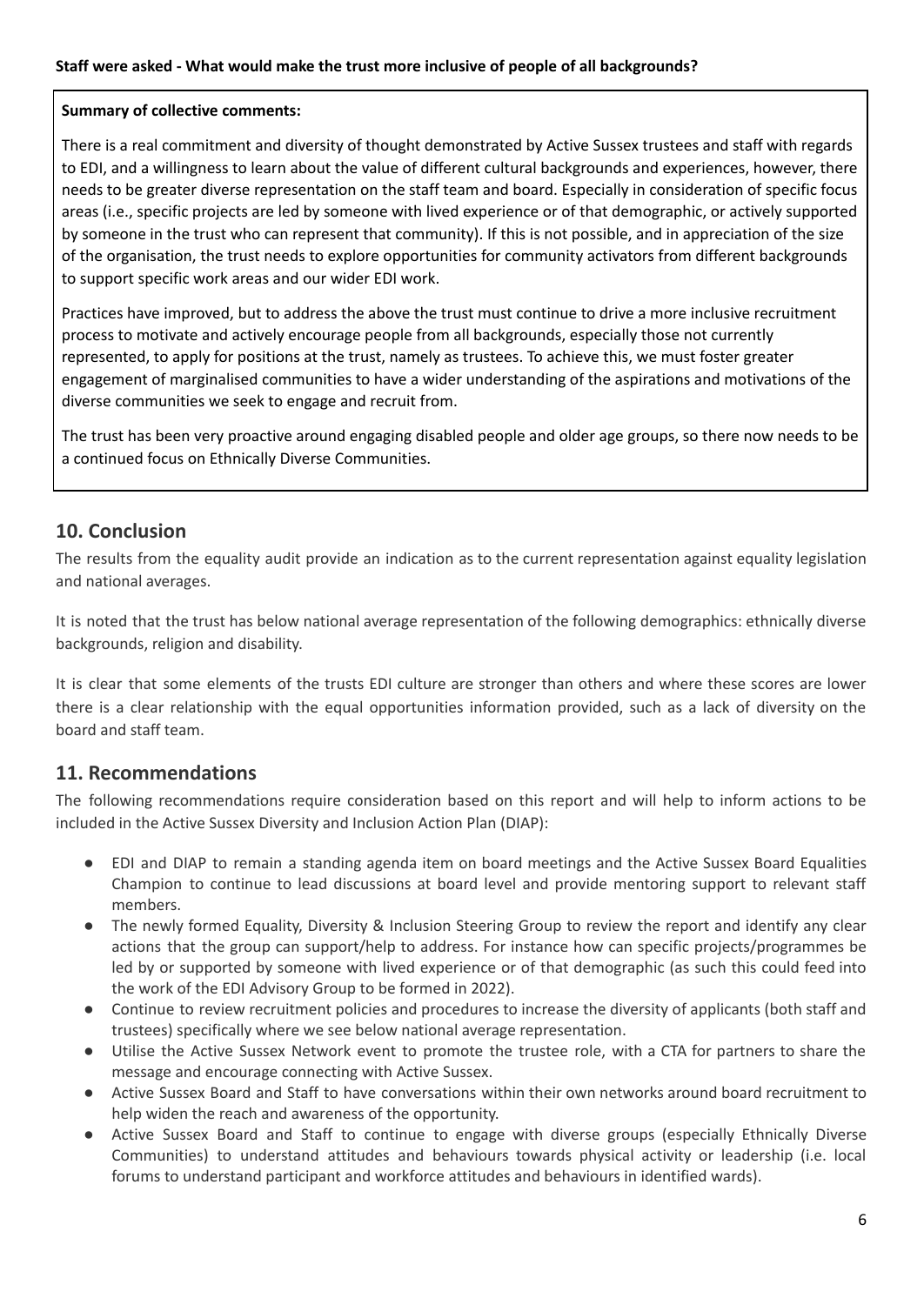**Staff were asked - What would make the trust more inclusive of people of all backgrounds?**

**Summary of collective comments:**

There is a real commitment and diversity of thought demonstrated by Active Sussex trustees and staff with regards to EDI, and a willingness to learn about the value of different cultural backgrounds and experiences, however, there needs to be greater diverse representation on the staff team and board. Especially in consideration of specific focus areas (i.e., specific projects are led by someone with lived experience or of that demographic, or actively supported by someone in the trust who can represent that community). If this is not possible, and in appreciation of the size of the organisation, the trust needs to explore opportunities for community activators from different backgrounds to support specific work areas and our wider EDI work.

Practices have improved, but to address the above the trust must continue to drive a more inclusive recruitment process to motivate and actively encourage people from all backgrounds, especially those not currently represented, to apply for positions at the trust, namely as trustees. To achieve this, we must foster greater engagement of marginalised communities to have a wider understanding of the aspirations and motivations of the diverse communities we seek to engage and recruit from.

The trust has been very proactive around engaging disabled people and older age groups, so there now needs to be a continued focus on Ethnically Diverse Communities.

## 10. Conclusion

The results from the equality audit provide an indication as to the current representation against equality legislation and national averages.

It is noted that the trust has below national average representation of the following demographics: ethnically diverse backgrounds, religion and disability.

It is clear that some elements of the trusts EDI culture are stronger than others and where these scores are lower there is a clear relationship with the equal opportunities information provided, such as a lack of diversity on the board and staff team.

## 11. Recommendations

The following recommendations require consideration based on this report and will help to inform actions to be included in the Active Sussex Diversity and Inclusion Action Plan (DIAP):

- EDI and DIAP to remain a standing agenda item on board meetings and the Active Sussex Board Equalities Champion to continue to lead discussions at board level and provide mentoring support to relevant staff members.
- The newly formed Equality, Diversity & Inclusion Steering Group to review the report and identify any clear actions that the group can support/help to address. For instance how can specific projects/programmes be led by or supported by someone with lived experience or of that demographic (as such this could feed into the work of the EDI Advisory Group to be formed in 2022).
- Continue to review recruitment policies and procedures to increase the diversity of applicants (both staff and trustees) specifically where we see below national average representation.
- Utilise the Active Sussex Network event to promote the trustee role, with a CTA for partners to share the message and encourage connecting with Active Sussex.
- Active Sussex Board and Staff to have conversations within their own networks around board recruitment to help widen the reach and awareness of the opportunity.
- Active Sussex Board and Staff to continue to engage with diverse groups (especially Ethnically Diverse Communities) to understand attitudes and behaviours towards physical activity or leadership (i.e. local forums to understand participant and workforce attitudes and behaviours in identified wards).